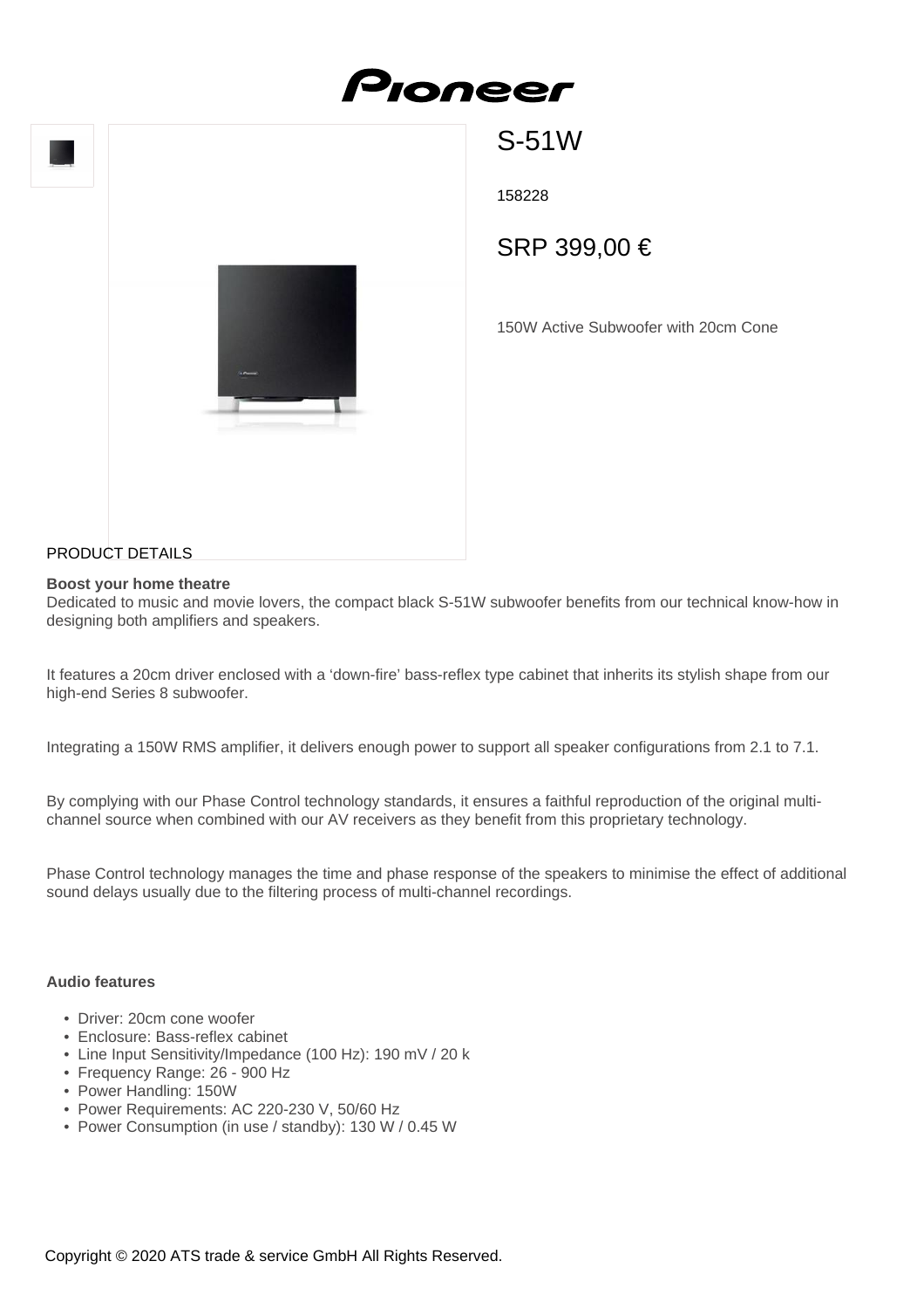# S-51W

158228

## SRP 399,00 €

150W Active Subwoofer with 20cm Cone

PRODUCT DETAILS

**Boost your home theatre**

Dedicated to music and movie lovers, the compact black S-51W subwoofer benefits from our technical know-how in designing both amplifiers and speakers.

It features a 20cm driver enclosed with a ‘down-fire’ bass-reflex type cabinet that inherits its stylish shape from our high-end Series 8 subwoofer.

Integrating a 150W RMS amplifier, it delivers enough power to support all speaker configurations from 2.1 to 7.1.

By complying with our Phase Control technology standards, it ensures a faithful reproduction of the original multi-channel source when combined with our AV receivers as they benefit from this proprietary technology.

Phase Control technology manages the time and phase response of the speakers to minimise the effect of additional sound delays usually due to the filtering process of multi-channel recordings.

**Audio features**

- Driver: 20cm cone woofer
- Enclosure: Bass-reflex cabinet
- Line Input Sensitivity/Impedance (100 Hz): 190 mV / 20 k
- Frequency Range: 26 - 900 Hz
- Power Handling: 150W
- Power Requirements: AC 220-230 V, 50/60 Hz
- Power Consumption (in use / standby): 130 W / 0.45 W

Copyright © 2020 ATS trade & service GmbH All Rights Reserved.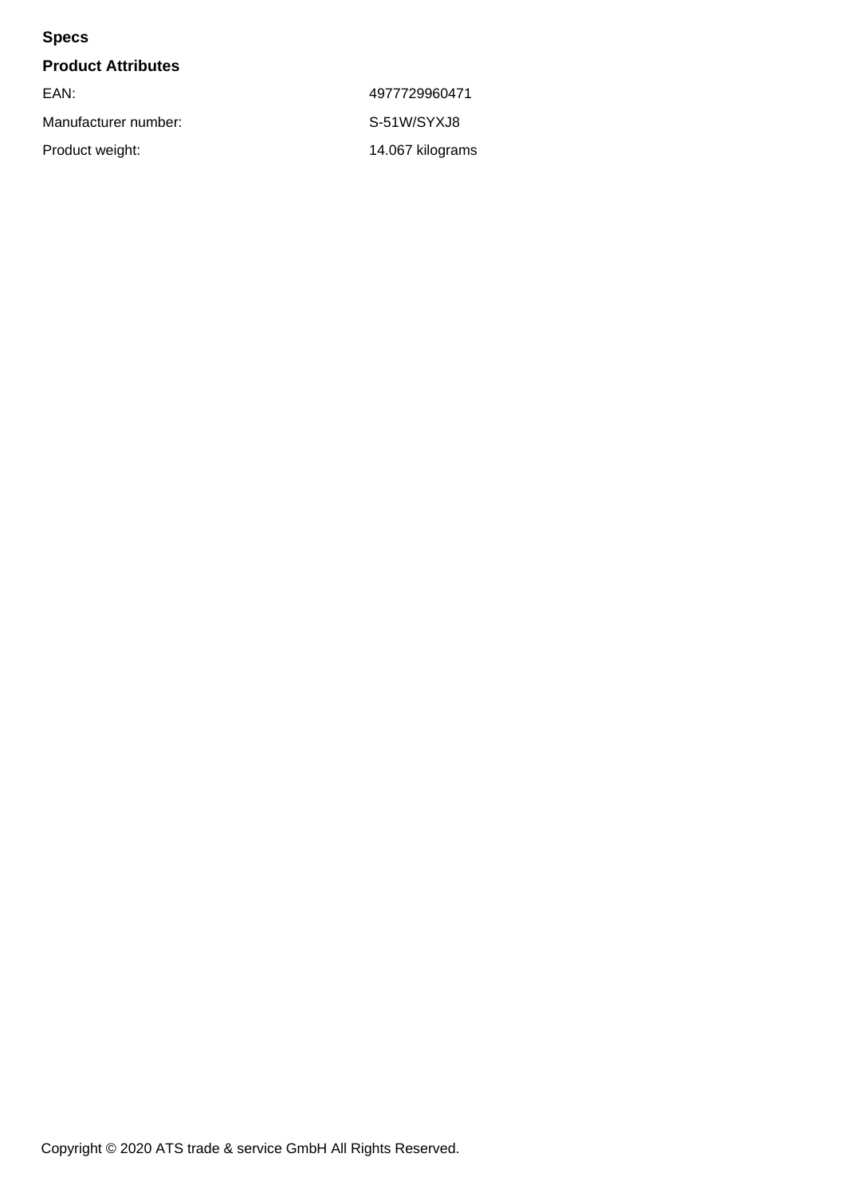## Specs

### Product Attributes

| | |
|---|---|
| EAN: | 4977729960471 |
| Manufacturer number: | S-51W/SYXJ8 |
| Product weight: | 14.067 kilograms |

Copyright © 2020 ATS trade & service GmbH All Rights Reserved.